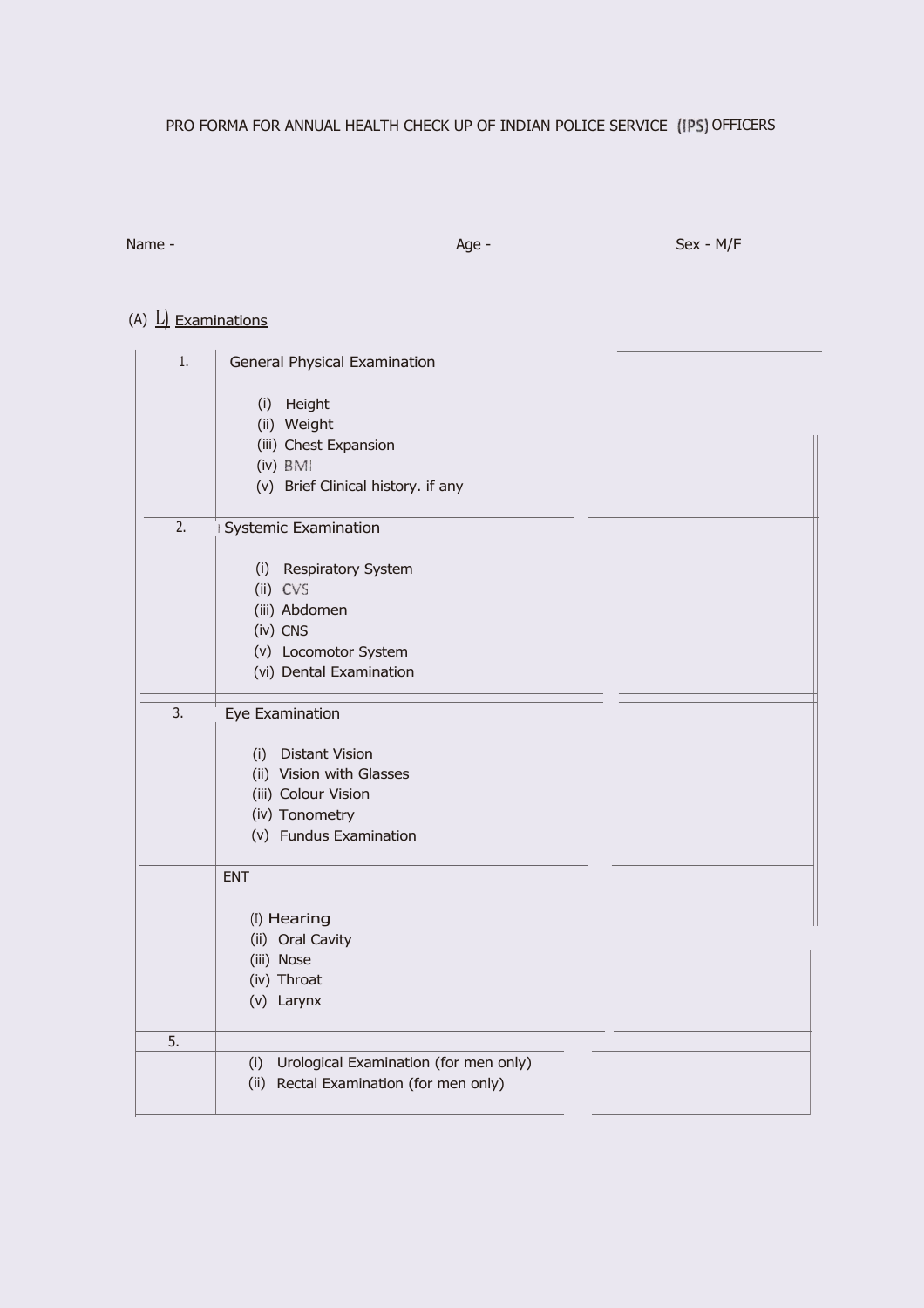PRO FORMA FOR ANNUAL HEALTH CHECK UP OF INDIAN POLICE SERVICE (IPS) OFFICERS

Name -  Age -  Sex - M/F

(A) L) Examinations

| | | |
|---|---|---|
| 1. | General Physical Examination<br><br>(i) Height<br>(ii) Weight<br>(iii) Chest Expansion<br>(iv) BMI<br>(v) Brief Clinical history. if any | |
| 2. | Systemic Examination<br><br>(i) Respiratory System<br>(ii) CVS<br>(iii) Abdomen<br>(iv) CNS<br>(v) Locomotor System<br>(vi) Dental Examination | |
| 3. | Eye Examination<br><br>(i) Distant Vision<br>(ii) Vision with Glasses<br>(iii) Colour Vision<br>(iv) Tonometry<br>(v) Fundus Examination | |
| | ENT<br><br>(I) Hearing<br>(ii) Oral Cavity<br>(iii) Nose<br>(iv) Throat<br>(v) Larynx | |
| 5. | | |
| | (i) Urological Examination (for men only)<br>(ii) Rectal Examination (for men only) | |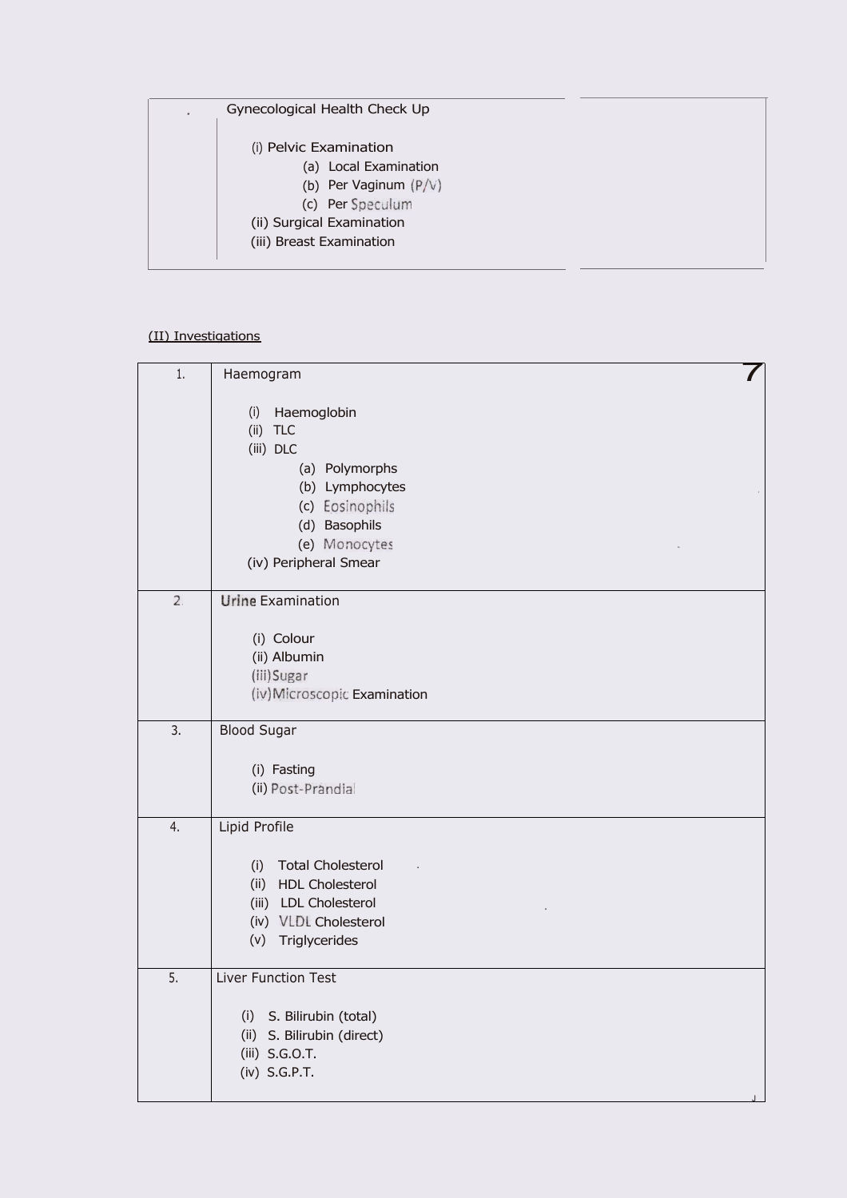| . | Gynecological Health Check Up<br><br>(i) Pelvic Examination<br>(a) Local Examination<br>(b) Per Vaginum (P/V)<br>(c) Per Speculum<br>(ii) Surgical Examination<br>(iii) Breast Examination | |
|---|---|---|

(II) Investigations

| 1. | Haemogram<br><br>(i) Haemoglobin<br>(ii) TLC<br>(iii) DLC<br>(a) Polymorphs<br>(b) Lymphocytes<br>(c) Eosinophils<br>(d) Basophils<br>(e) Monocytes<br>(iv) Peripheral Smear |
|---|---|
| 2. | Urine Examination<br><br>(i) Colour<br>(ii) Albumin<br>(iii) Sugar<br>(iv) Microscopic Examination |
| 3. | Blood Sugar<br><br>(i) Fasting<br>(ii) Post-Prandial |
| 4. | Lipid Profile<br><br>(i) Total Cholesterol<br>(ii) HDL Cholesterol<br>(iii) LDL Cholesterol<br>(iv) VLDL Cholesterol<br>(v) Triglycerides |
| 5. | Liver Function Test<br><br>(i) S. Bilirubin (total)<br>(ii) S. Bilirubin (direct)<br>(iii) S.G.O.T.<br>(iv) S.G.P.T. |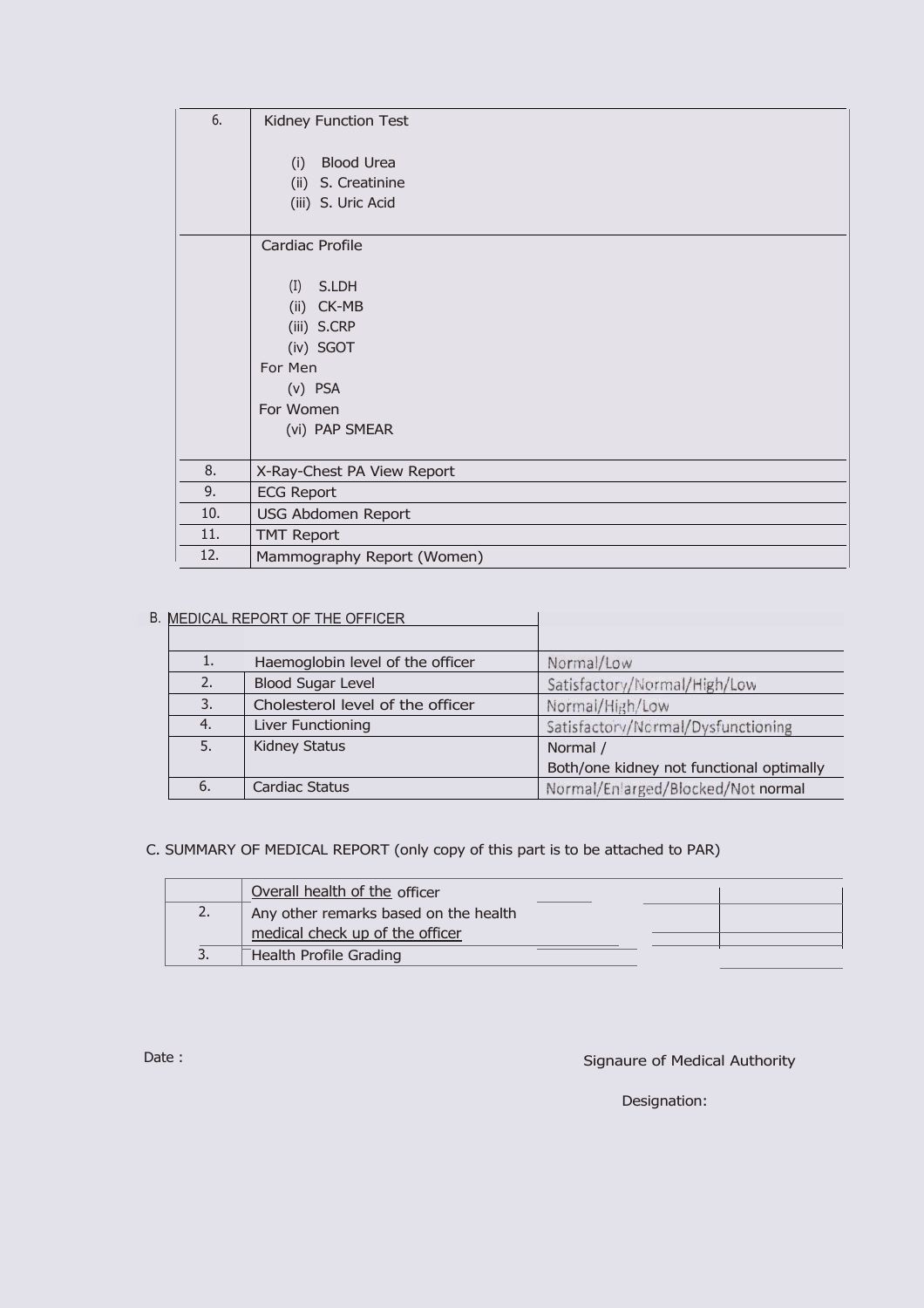| | |
|---|---|
| 6. | Kidney Function Test<br><br>(i) Blood Urea<br>(ii) S. Creatinine<br>(iii) S. Uric Acid |
| | Cardiac Profile<br><br>(I) S.LDH<br>(ii) CK-MB<br>(iii) S.CRP<br>(iv) SGOT<br>For Men<br>(v) PSA<br>For Women<br>(vi) PAP SMEAR |
| 8. | X-Ray-Chest PA View Report |
| 9. | ECG Report |
| 10. | USG Abdomen Report |
| 11. | TMT Report |
| 12. | Mammography Report (Women) |

B. MEDICAL REPORT OF THE OFFICER

| | | |
|---|---|---|
| 1. | Haemoglobin level of the officer | Normal/Low |
| 2. | Blood Sugar Level | Satisfactory/Normal/High/Low |
| 3. | Cholesterol level of the officer | Normal/High/Low |
| 4. | Liver Functioning | Satisfactory/Normal/Dysfunctioning |
| 5. | Kidney Status | Normal /<br>Both/one kidney not functional optimally |
| 6. | Cardiac Status | Normal/Enlarged/Blocked/Not normal |

C. SUMMARY OF MEDICAL REPORT (only copy of this part is to be attached to PAR)

| | | |
|---|---|---|
| | Overall health of the officer | |
| 2. | Any other remarks based on the health medical check up of the officer | |
| 3. | Health Profile Grading | |

Date :

Signaure of Medical Authority

Designation: